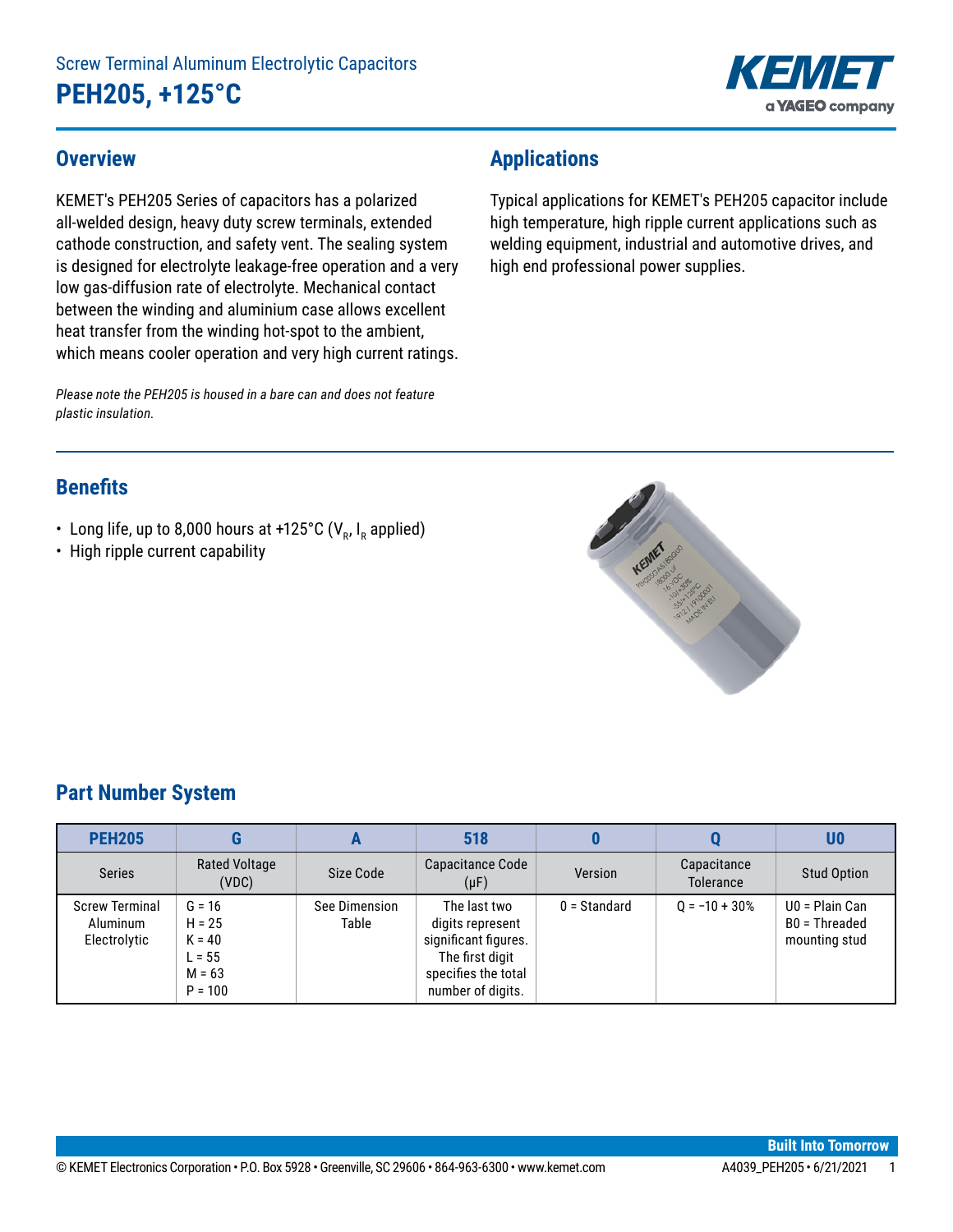# Screw Terminal Aluminum Electrolytic Capacitors

# PEH205, +125°C

## Overview

KEMET's PEH205 Series of capacitors has a polarized all-welded design, heavy duty screw terminals, extended cathode construction, and safety vent. The sealing system is designed for electrolyte leakage-free operation and a very low gas-diffusion rate of electrolyte. Mechanical contact between the winding and aluminium case allows excellent heat transfer from the winding hot-spot to the ambient, which means cooler operation and very high current ratings.

*Please note the PEH205 is housed in a bare can and does not feature plastic insulation.*

## Applications

Typical applications for KEMET's PEH205 capacitor include high temperature, high ripple current applications such as welding equipment, industrial and automotive drives, and high end professional power supplies.

## Benefits

- Long life, up to 8,000 hours at +125°C ($V_R$, $I_R$ applied)
- High ripple current capability

## Part Number System

| PEH205 | G | A | 518 | 0 | Q | U0 |
|---|---|---|---|---|---|---|
| Series | Rated Voltage (VDC) | Size Code | Capacitance Code (µF) | Version | Capacitance Tolerance | Stud Option |
| Screw Terminal Aluminum Electrolytic | G = 16<br>H = 25<br>K = 40<br>L = 55<br>M = 63<br>P = 100 | See Dimension Table | The last two digits represent significant figures. The first digit specifies the total number of digits. | 0 = Standard | Q = −10 + 30% | U0 = Plain Can<br>B0 = Threaded mounting stud |

© KEMET Electronics Corporation • P.O. Box 5928 • Greenville, SC 29606 • 864-963-6300 • www.kemet.com A4039_PEH205 • 6/21/2021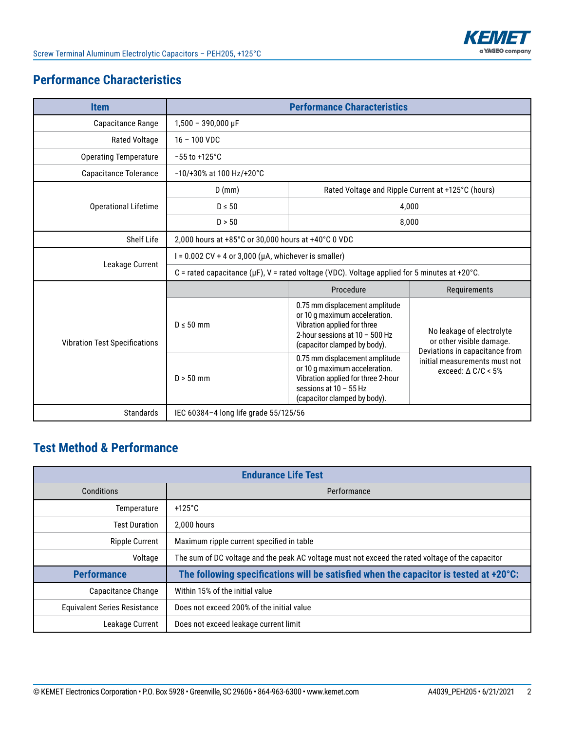## Performance Characteristics

| Item | Performance Characteristics | | |
|---|---|---|---|
| Capacitance Range | 1,500 – 390,000 µF | | |
| Rated Voltage | 16 – 100 VDC | | |
| Operating Temperature | −55 to +125°C | | |
| Capacitance Tolerance | −10/+30% at 100 Hz/+20°C | | |
| Operational Lifetime | D (mm) | Rated Voltage and Ripple Current at +125°C (hours) | |
| | D ≤ 50 | 4,000 | |
| | D > 50 | 8,000 | |
| Shelf Life | 2,000 hours at +85°C or 30,000 hours at +40°C 0 VDC | | |
| Leakage Current | I = 0.002 CV + 4 or 3,000 (µA, whichever is smaller) | | |
| | C = rated capacitance (µF), V = rated voltage (VDC). Voltage applied for 5 minutes at +20°C. | | |
| Vibration Test Specifications | | Procedure | Requirements |
| | D ≤ 50 mm | 0.75 mm displacement amplitude or 10 g maximum acceleration. Vibration applied for three 2-hour sessions at 10 – 500 Hz (capacitor clamped by body). | No leakage of electrolyte or other visible damage. Deviations in capacitance from initial measurements must not exceed: Δ C/C < 5% |
| | D > 50 mm | 0.75 mm displacement amplitude or 10 g maximum acceleration. Vibration applied for three 2-hour sessions at 10 – 55 Hz (capacitor clamped by body). | |
| Standards | IEC 60384–4 long life grade 55/125/56 | | |

## Test Method & Performance

| Endurance Life Test | |
|---|---|
| **Conditions** | **Performance** |
| Temperature | +125°C |
| Test Duration | 2,000 hours |
| Ripple Current | Maximum ripple current specified in table |
| Voltage | The sum of DC voltage and the peak AC voltage must not exceed the rated voltage of the capacitor |
| **Performance** | **The following specifications will be satisfied when the capacitor is tested at +20°C:** |
| Capacitance Change | Within 15% of the initial value |
| Equivalent Series Resistance | Does not exceed 200% of the initial value |
| Leakage Current | Does not exceed leakage current limit |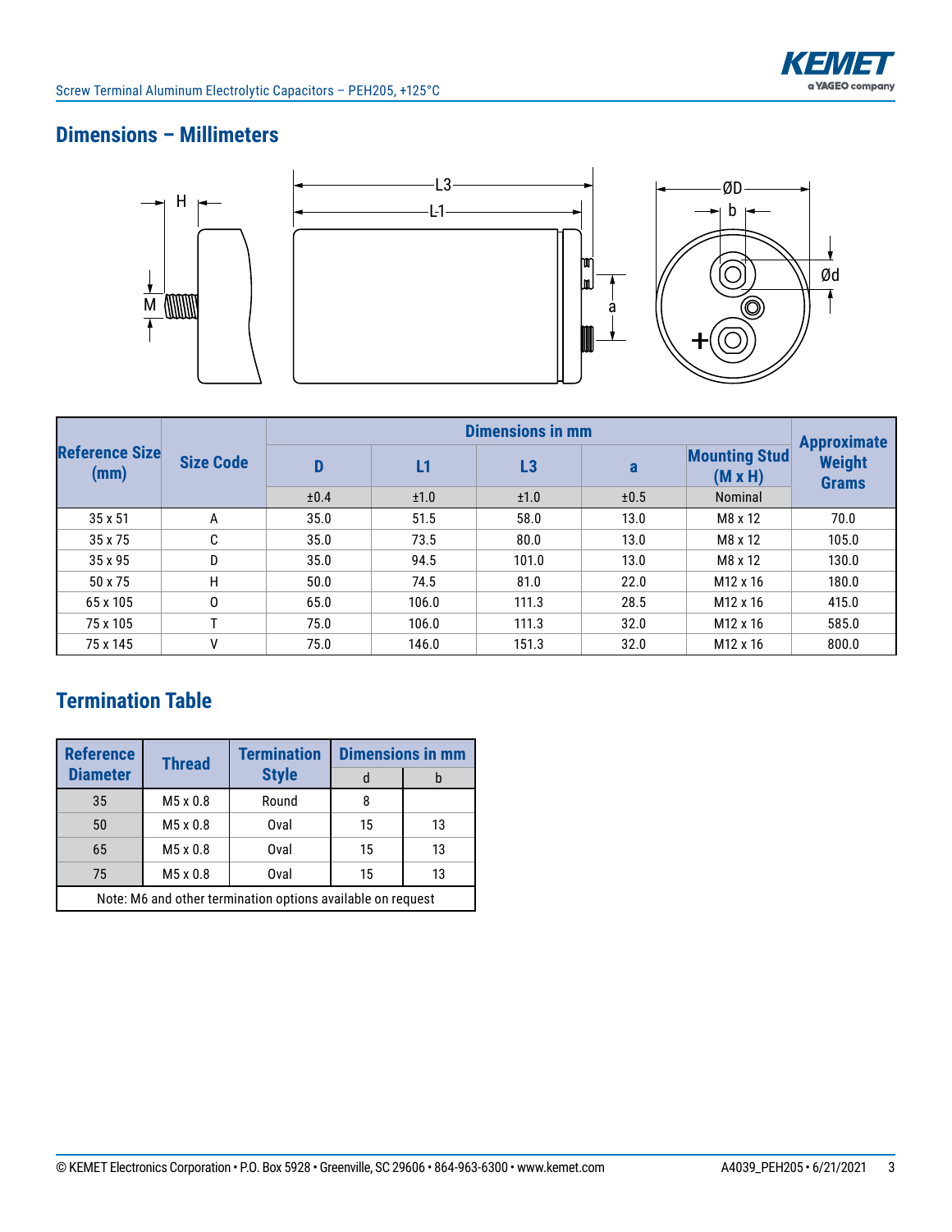## Dimensions – Millimeters

| Reference Size (mm) | Size Code | Dimensions in mm | | | | | Approximate Weight Grams |
|---|---|---|---|---|---|---|---|
| | | D | L1 | L3 | a | Mounting Stud (M x H) | |
| | | ±0.4 | ±1.0 | ±1.0 | ±0.5 | Nominal | |
| 35 x 51 | A | 35.0 | 51.5 | 58.0 | 13.0 | M8 x 12 | 70.0 |
| 35 x 75 | C | 35.0 | 73.5 | 80.0 | 13.0 | M8 x 12 | 105.0 |
| 35 x 95 | D | 35.0 | 94.5 | 101.0 | 13.0 | M8 x 12 | 130.0 |
| 50 x 75 | H | 50.0 | 74.5 | 81.0 | 22.0 | M12 x 16 | 180.0 |
| 65 x 105 | O | 65.0 | 106.0 | 111.3 | 28.5 | M12 x 16 | 415.0 |
| 75 x 105 | T | 75.0 | 106.0 | 111.3 | 32.0 | M12 x 16 | 585.0 |
| 75 x 145 | V | 75.0 | 146.0 | 151.3 | 32.0 | M12 x 16 | 800.0 |

## Termination Table

| Reference Diameter | Thread | Termination Style | Dimensions in mm | |
|---|---|---|---|---|
| | | | d | b |
| 35 | M5 x 0.8 | Round | 8 | |
| 50 | M5 x 0.8 | Oval | 15 | 13 |
| 65 | M5 x 0.8 | Oval | 15 | 13 |
| 75 | M5 x 0.8 | Oval | 15 | 13 |
| Note: M6 and other termination options available on request | | | | |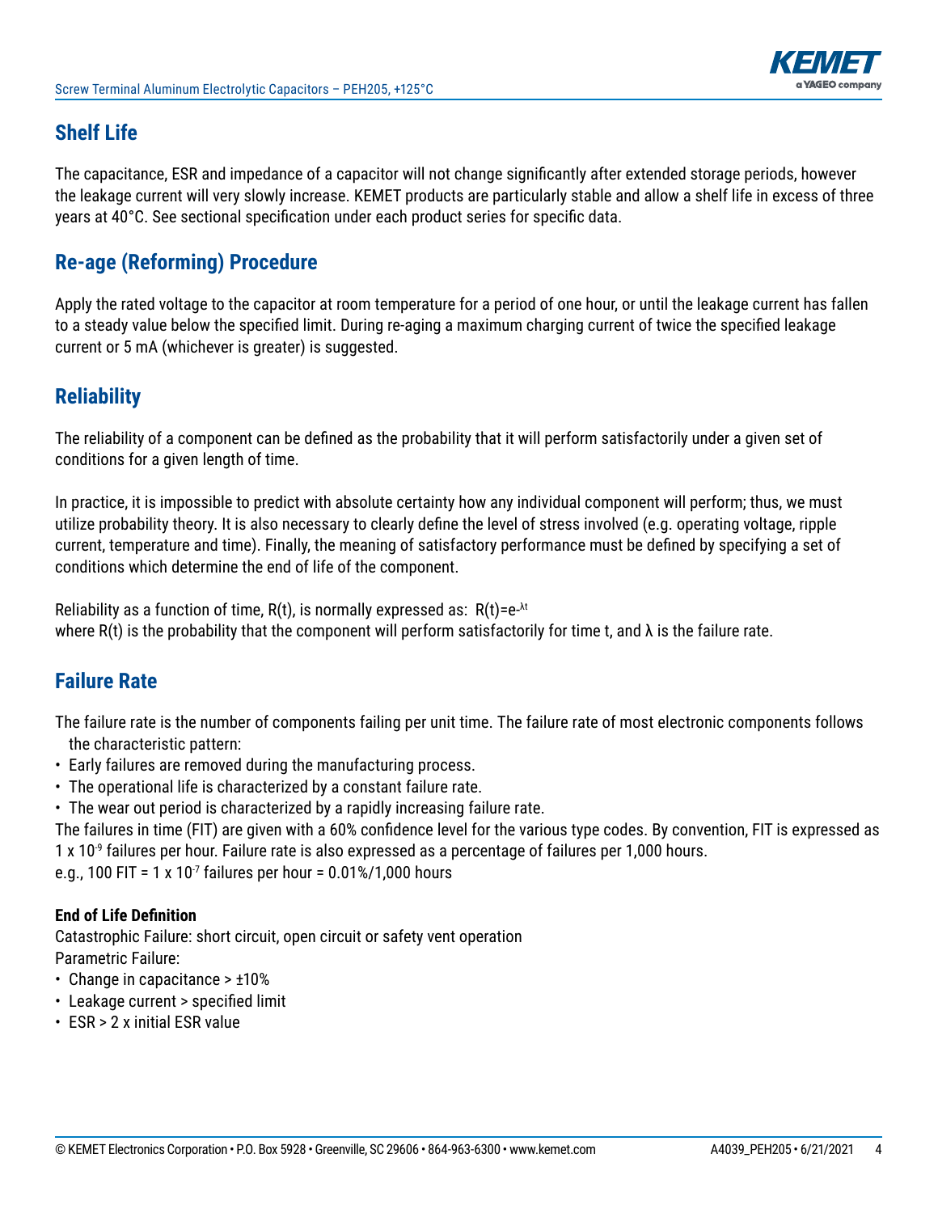## Shelf Life

The capacitance, ESR and impedance of a capacitor will not change significantly after extended storage periods, however the leakage current will very slowly increase. KEMET products are particularly stable and allow a shelf life in excess of three years at 40°C. See sectional specification under each product series for specific data.

## Re-age (Reforming) Procedure

Apply the rated voltage to the capacitor at room temperature for a period of one hour, or until the leakage current has fallen to a steady value below the specified limit. During re-aging a maximum charging current of twice the specified leakage current or 5 mA (whichever is greater) is suggested.

## Reliability

The reliability of a component can be defined as the probability that it will perform satisfactorily under a given set of conditions for a given length of time.

In practice, it is impossible to predict with absolute certainty how any individual component will perform; thus, we must utilize probability theory. It is also necessary to clearly define the level of stress involved (e.g. operating voltage, ripple current, temperature and time). Finally, the meaning of satisfactory performance must be defined by specifying a set of conditions which determine the end of life of the component.

Reliability as a function of time, R(t), is normally expressed as: $R(t)=e^{-\lambda t}$
where R(t) is the probability that the component will perform satisfactorily for time t, and λ is the failure rate.

## Failure Rate

The failure rate is the number of components failing per unit time. The failure rate of most electronic components follows the characteristic pattern:

- Early failures are removed during the manufacturing process.
- The operational life is characterized by a constant failure rate.
- The wear out period is characterized by a rapidly increasing failure rate.

The failures in time (FIT) are given with a 60% confidence level for the various type codes. By convention, FIT is expressed as $1 \times 10^{-9}$ failures per hour. Failure rate is also expressed as a percentage of failures per 1,000 hours.
e.g., 100 FIT = $1 \times 10^{-7}$ failures per hour = 0.01%/1,000 hours

**End of Life Definition**
Catastrophic Failure: short circuit, open circuit or safety vent operation
Parametric Failure:

- Change in capacitance > ±10%
- Leakage current > specified limit
- ESR > 2 x initial ESR value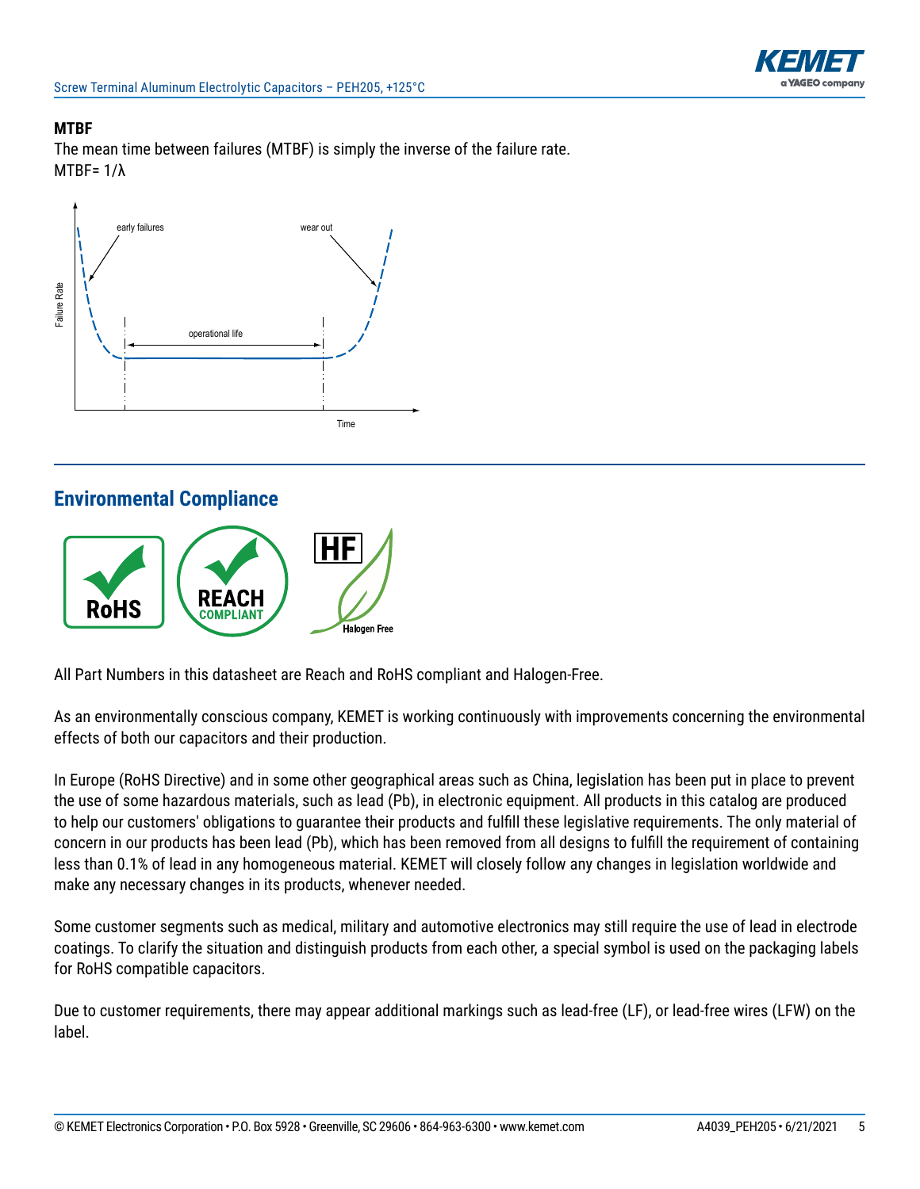**MTBF**

The mean time between failures (MTBF) is simply the inverse of the failure rate.

MTBF= $1/\lambda$

## Environmental Compliance

All Part Numbers in this datasheet are Reach and RoHS compliant and Halogen-Free.

As an environmentally conscious company, KEMET is working continuously with improvements concerning the environmental effects of both our capacitors and their production.

In Europe (RoHS Directive) and in some other geographical areas such as China, legislation has been put in place to prevent the use of some hazardous materials, such as lead (Pb), in electronic equipment. All products in this catalog are produced to help our customers' obligations to guarantee their products and fulfill these legislative requirements. The only material of concern in our products has been lead (Pb), which has been removed from all designs to fulfill the requirement of containing less than 0.1% of lead in any homogeneous material. KEMET will closely follow any changes in legislation worldwide and make any necessary changes in its products, whenever needed.

Some customer segments such as medical, military and automotive electronics may still require the use of lead in electrode coatings. To clarify the situation and distinguish products from each other, a special symbol is used on the packaging labels for RoHS compatible capacitors.

Due to customer requirements, there may appear additional markings such as lead-free (LF), or lead-free wires (LFW) on the label.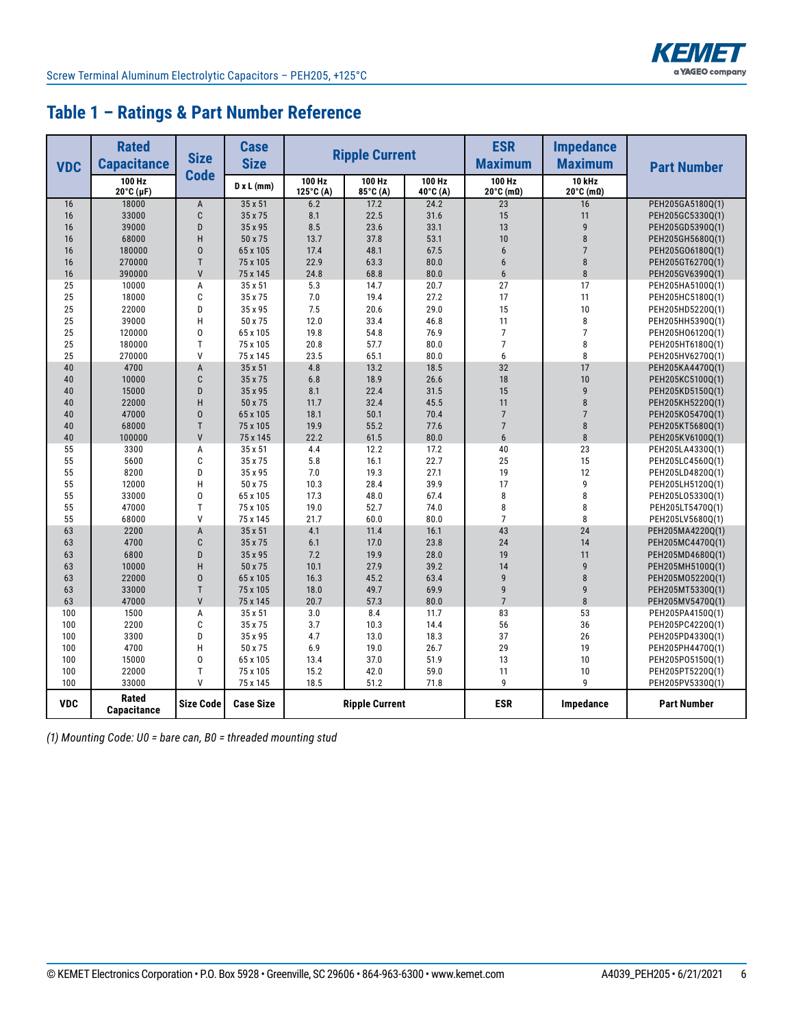## Table 1 – Ratings & Part Number Reference

| VDC | Rated Capacitance | Size Code | Case Size | Ripple Current | | | ESR Maximum | Impedance Maximum | Part Number |
|---|---|---|---|---|---|---|---|---|---|
| | 100 Hz 20°C (µF) | | D x L (mm) | 100 Hz 125°C (A) | 100 Hz 85°C (A) | 100 Hz 40°C (A) | 100 Hz 20°C (mΩ) | 10 kHz 20°C (mΩ) | |
| 16 | 18000 | A | 35 x 51 | 6.2 | 17.2 | 24.2 | 23 | 16 | PEH205GA5180Q(1) |
| 16 | 33000 | C | 35 x 75 | 8.1 | 22.5 | 31.6 | 15 | 11 | PEH205GC5330Q(1) |
| 16 | 39000 | D | 35 x 95 | 8.5 | 23.6 | 33.1 | 13 | 9 | PEH205GD5390Q(1) |
| 16 | 68000 | H | 50 x 75 | 13.7 | 37.8 | 53.1 | 10 | 8 | PEH205GH5680Q(1) |
| 16 | 180000 | O | 65 x 105 | 17.4 | 48.1 | 67.5 | 6 | 7 | PEH205GO6180Q(1) |
| 16 | 270000 | T | 75 x 105 | 22.9 | 63.3 | 80.0 | 6 | 8 | PEH205GT6270Q(1) |
| 16 | 390000 | V | 75 x 145 | 24.8 | 68.8 | 80.0 | 6 | 8 | PEH205GV6390Q(1) |
| 25 | 10000 | A | 35 x 51 | 5.3 | 14.7 | 20.7 | 27 | 17 | PEH205HA5100Q(1) |
| 25 | 18000 | C | 35 x 75 | 7.0 | 19.4 | 27.2 | 17 | 11 | PEH205HC5180Q(1) |
| 25 | 22000 | D | 35 x 95 | 7.5 | 20.6 | 29.0 | 15 | 10 | PEH205HD5220Q(1) |
| 25 | 39000 | H | 50 x 75 | 12.0 | 33.4 | 46.8 | 11 | 8 | PEH205HH5390Q(1) |
| 25 | 120000 | O | 65 x 105 | 19.8 | 54.8 | 76.9 | 7 | 7 | PEH205HO6120Q(1) |
| 25 | 180000 | T | 75 x 105 | 20.8 | 57.7 | 80.0 | 7 | 8 | PEH205HT6180Q(1) |
| 25 | 270000 | V | 75 x 145 | 23.5 | 65.1 | 80.0 | 6 | 8 | PEH205HV6270Q(1) |
| 40 | 4700 | A | 35 x 51 | 4.8 | 13.2 | 18.5 | 32 | 17 | PEH205KA4470Q(1) |
| 40 | 10000 | C | 35 x 75 | 6.8 | 18.9 | 26.6 | 18 | 10 | PEH205KC5100Q(1) |
| 40 | 15000 | D | 35 x 95 | 8.1 | 22.4 | 31.5 | 15 | 9 | PEH205KD5150Q(1) |
| 40 | 22000 | H | 50 x 75 | 11.7 | 32.4 | 45.5 | 11 | 8 | PEH205KH5220Q(1) |
| 40 | 47000 | O | 65 x 105 | 18.1 | 50.1 | 70.4 | 7 | 7 | PEH205KO5470Q(1) |
| 40 | 68000 | T | 75 x 105 | 19.9 | 55.2 | 77.6 | 7 | 8 | PEH205KT5680Q(1) |
| 40 | 100000 | V | 75 x 145 | 22.2 | 61.5 | 80.0 | 6 | 8 | PEH205KV6100Q(1) |
| 55 | 3300 | A | 35 x 51 | 4.4 | 12.2 | 17.2 | 40 | 23 | PEH205LA4330Q(1) |
| 55 | 5600 | C | 35 x 75 | 5.8 | 16.1 | 22.7 | 25 | 15 | PEH205LC4560Q(1) |
| 55 | 8200 | D | 35 x 95 | 7.0 | 19.3 | 27.1 | 19 | 12 | PEH205LD4820Q(1) |
| 55 | 12000 | H | 50 x 75 | 10.3 | 28.4 | 39.9 | 17 | 9 | PEH205LH5120Q(1) |
| 55 | 33000 | O | 65 x 105 | 17.3 | 48.0 | 67.4 | 8 | 8 | PEH205LO5330Q(1) |
| 55 | 47000 | T | 75 x 105 | 19.0 | 52.7 | 74.0 | 8 | 8 | PEH205LT5470Q(1) |
| 55 | 68000 | V | 75 x 145 | 21.7 | 60.0 | 80.0 | 7 | 8 | PEH205LV5680Q(1) |
| 63 | 2200 | A | 35 x 51 | 4.1 | 11.4 | 16.1 | 43 | 24 | PEH205MA4220Q(1) |
| 63 | 4700 | C | 35 x 75 | 6.1 | 17.0 | 23.8 | 24 | 14 | PEH205MC4470Q(1) |
| 63 | 6800 | D | 35 x 95 | 7.2 | 19.9 | 28.0 | 19 | 11 | PEH205MD4680Q(1) |
| 63 | 10000 | H | 50 x 75 | 10.1 | 27.9 | 39.2 | 14 | 9 | PEH205MH5100Q(1) |
| 63 | 22000 | O | 65 x 105 | 16.3 | 45.2 | 63.4 | 9 | 8 | PEH205MO5220Q(1) |
| 63 | 33000 | T | 75 x 105 | 18.0 | 49.7 | 69.9 | 9 | 9 | PEH205MT5330Q(1) |
| 63 | 47000 | V | 75 x 145 | 20.7 | 57.3 | 80.0 | 7 | 8 | PEH205MV5470Q(1) |
| 100 | 1500 | A | 35 x 51 | 3.0 | 8.4 | 11.7 | 83 | 53 | PEH205PA4150Q(1) |
| 100 | 2200 | C | 35 x 75 | 3.7 | 10.3 | 14.4 | 56 | 36 | PEH205PC4220Q(1) |
| 100 | 3300 | D | 35 x 95 | 4.7 | 13.0 | 18.3 | 37 | 26 | PEH205PD4330Q(1) |
| 100 | 4700 | H | 50 x 75 | 6.9 | 19.0 | 26.7 | 29 | 19 | PEH205PH4470Q(1) |
| 100 | 15000 | O | 65 x 105 | 13.4 | 37.0 | 51.9 | 13 | 10 | PEH205PO5150Q(1) |
| 100 | 22000 | T | 75 x 105 | 15.2 | 42.0 | 59.0 | 11 | 10 | PEH205PT5220Q(1) |
| 100 | 33000 | V | 75 x 145 | 18.5 | 51.2 | 71.8 | 9 | 9 | PEH205PV5330Q(1) |
| VDC | Rated Capacitance | Size Code | Case Size | Ripple Current | | | ESR | Impedance | Part Number |

*(1) Mounting Code: U0 = bare can, B0 = threaded mounting stud*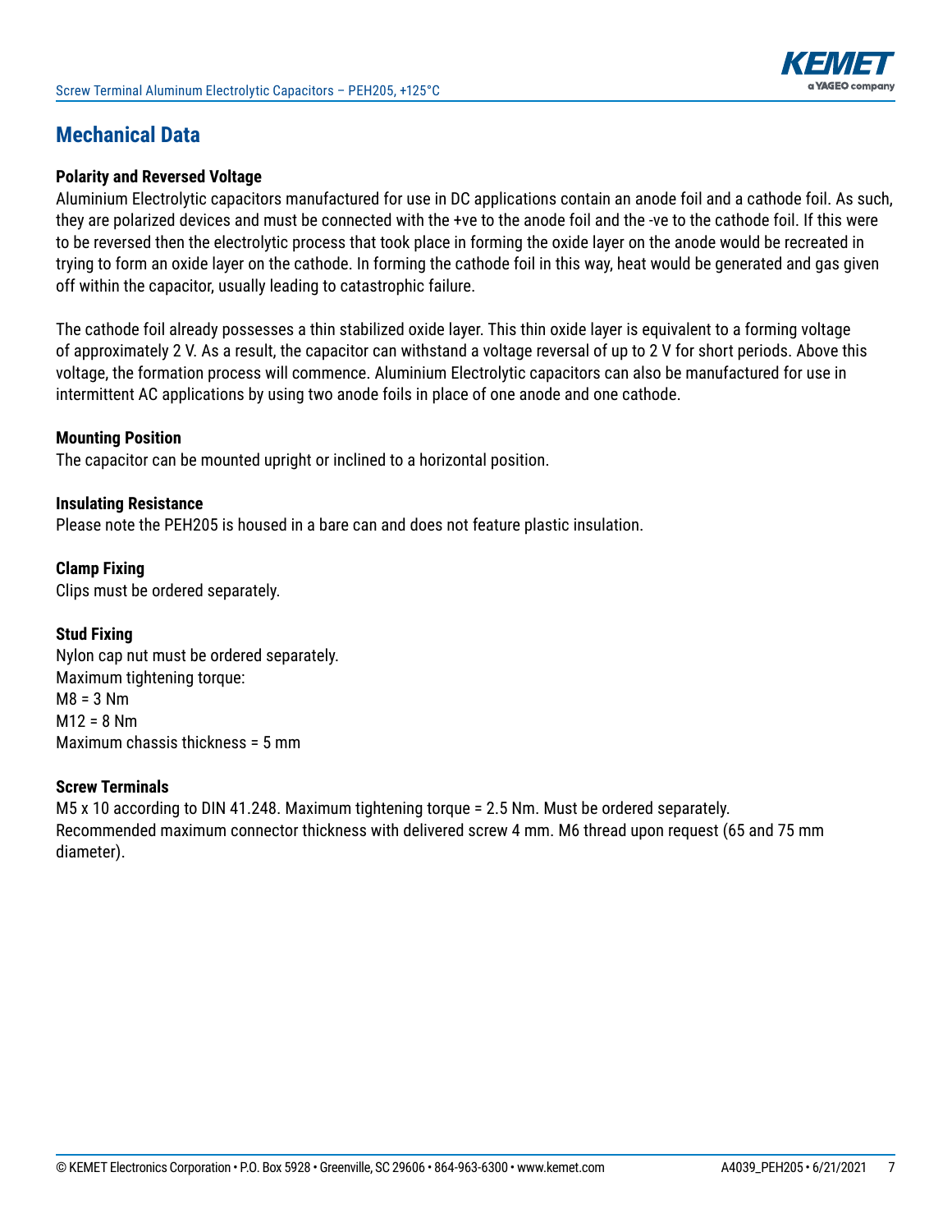## Mechanical Data

**Polarity and Reversed Voltage**

Aluminium Electrolytic capacitors manufactured for use in DC applications contain an anode foil and a cathode foil. As such, they are polarized devices and must be connected with the +ve to the anode foil and the -ve to the cathode foil. If this were to be reversed then the electrolytic process that took place in forming the oxide layer on the anode would be recreated in trying to form an oxide layer on the cathode. In forming the cathode foil in this way, heat would be generated and gas given off within the capacitor, usually leading to catastrophic failure.

The cathode foil already possesses a thin stabilized oxide layer. This thin oxide layer is equivalent to a forming voltage of approximately 2 V. As a result, the capacitor can withstand a voltage reversal of up to 2 V for short periods. Above this voltage, the formation process will commence. Aluminium Electrolytic capacitors can also be manufactured for use in intermittent AC applications by using two anode foils in place of one anode and one cathode.

**Mounting Position**

The capacitor can be mounted upright or inclined to a horizontal position.

**Insulating Resistance**

Please note the PEH205 is housed in a bare can and does not feature plastic insulation.

**Clamp Fixing**

Clips must be ordered separately.

**Stud Fixing**

Nylon cap nut must be ordered separately.
Maximum tightening torque:
M8 = 3 Nm
M12 = 8 Nm
Maximum chassis thickness = 5 mm

**Screw Terminals**

M5 x 10 according to DIN 41.248. Maximum tightening torque = 2.5 Nm. Must be ordered separately.
Recommended maximum connector thickness with delivered screw 4 mm. M6 thread upon request (65 and 75 mm diameter).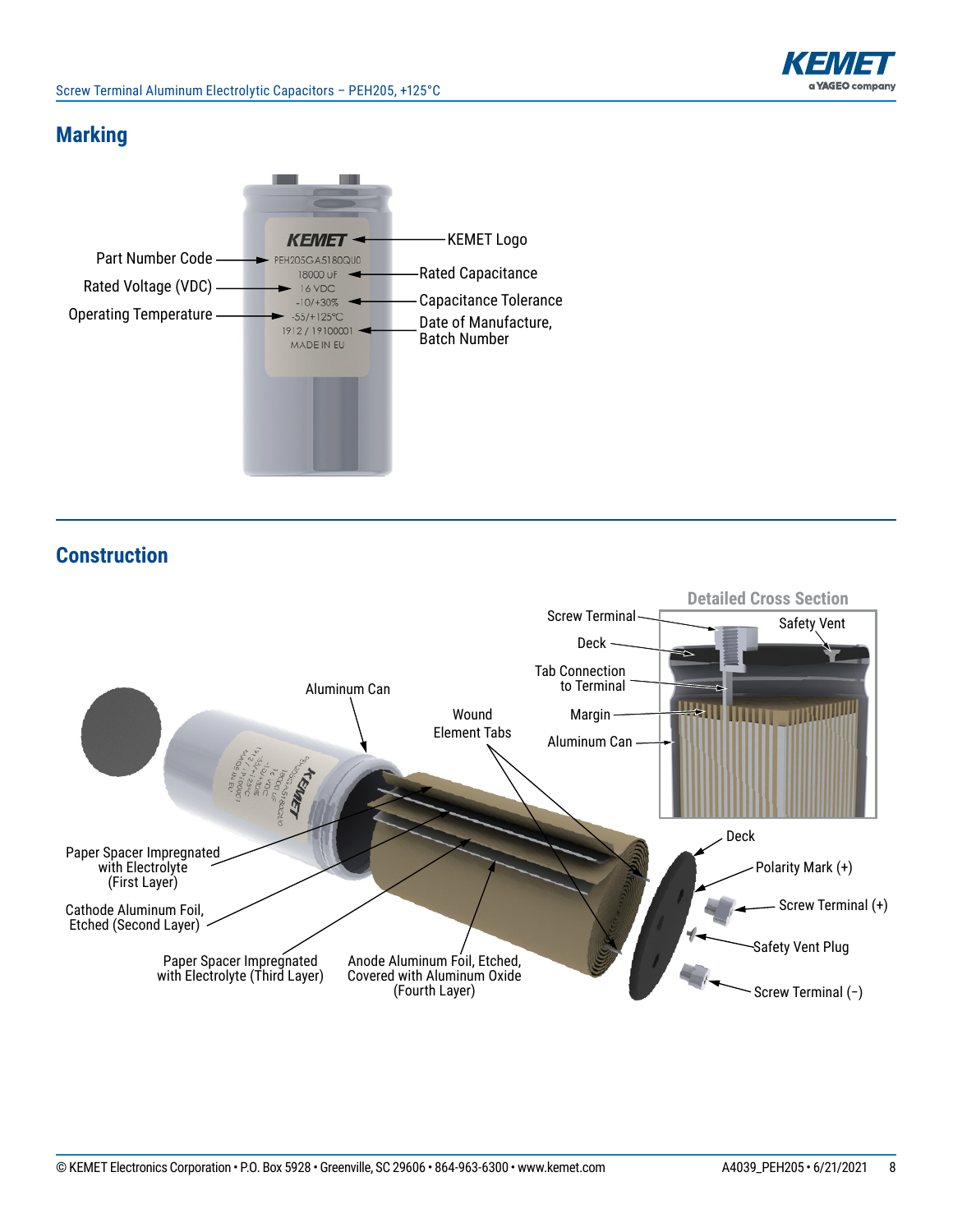## Marking

Part Number Code

Rated Voltage (VDC)

Operating Temperature

KEMET Logo

Rated Capacitance

Capacitance Tolerance

Date of Manufacture, Batch Number

KEMET
PEH205GA5180QU0
18000 uF
16 VDC
-10/+30%
-55/+125°C
1912 / 19100001
MADE IN EU

## Construction

Detailed Cross Section

Screw Terminal

Deck

Tab Connection to Terminal

Margin

Aluminum Can

Safety Vent

Aluminum Can

Wound Element Tabs

Paper Spacer Impregnated with Electrolyte (First Layer)

Cathode Aluminum Foil, Etched (Second Layer)

Paper Spacer Impregnated with Electrolyte (Third Layer)

Anode Aluminum Foil, Etched, Covered with Aluminum Oxide (Fourth Layer)

Deck

Polarity Mark (+)

Screw Terminal (+)

Safety Vent Plug

Screw Terminal (−)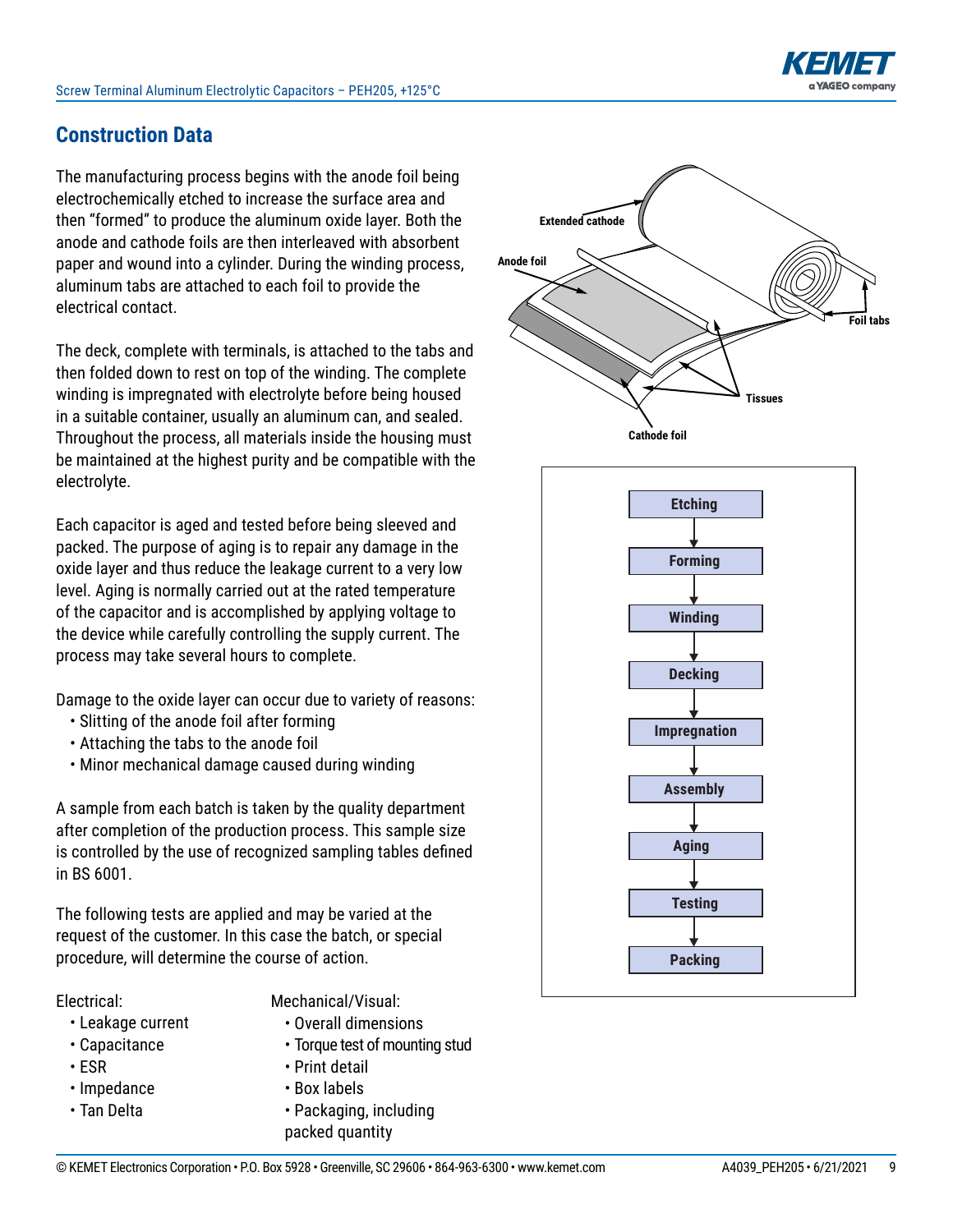## Construction Data

The manufacturing process begins with the anode foil being electrochemically etched to increase the surface area and then "formed" to produce the aluminum oxide layer. Both the anode and cathode foils are then interleaved with absorbent paper and wound into a cylinder. During the winding process, aluminum tabs are attached to each foil to provide the electrical contact.

The deck, complete with terminals, is attached to the tabs and then folded down to rest on top of the winding. The complete winding is impregnated with electrolyte before being housed in a suitable container, usually an aluminum can, and sealed. Throughout the process, all materials inside the housing must be maintained at the highest purity and be compatible with the electrolyte.

Each capacitor is aged and tested before being sleeved and packed. The purpose of aging is to repair any damage in the oxide layer and thus reduce the leakage current to a very low level. Aging is normally carried out at the rated temperature of the capacitor and is accomplished by applying voltage to the device while carefully controlling the supply current. The process may take several hours to complete.

Damage to the oxide layer can occur due to variety of reasons:

- Slitting of the anode foil after forming
- Attaching the tabs to the anode foil
- Minor mechanical damage caused during winding

A sample from each batch is taken by the quality department after completion of the production process. This sample size is controlled by the use of recognized sampling tables defined in BS 6001.

The following tests are applied and may be varied at the request of the customer. In this case the batch, or special procedure, will determine the course of action.

Electrical:

- Leakage current
- Capacitance
- ESR
- Impedance
- Tan Delta

Mechanical/Visual:

- Overall dimensions
- Torque test of mounting stud
- Print detail
- Box labels
- Packaging, including packed quantity

Extended cathode
Anode foil
Foil tabs
Tissues
Cathode foil

Etching → Forming → Winding → Decking → Impregnation → Assembly → Aging → Testing → Packing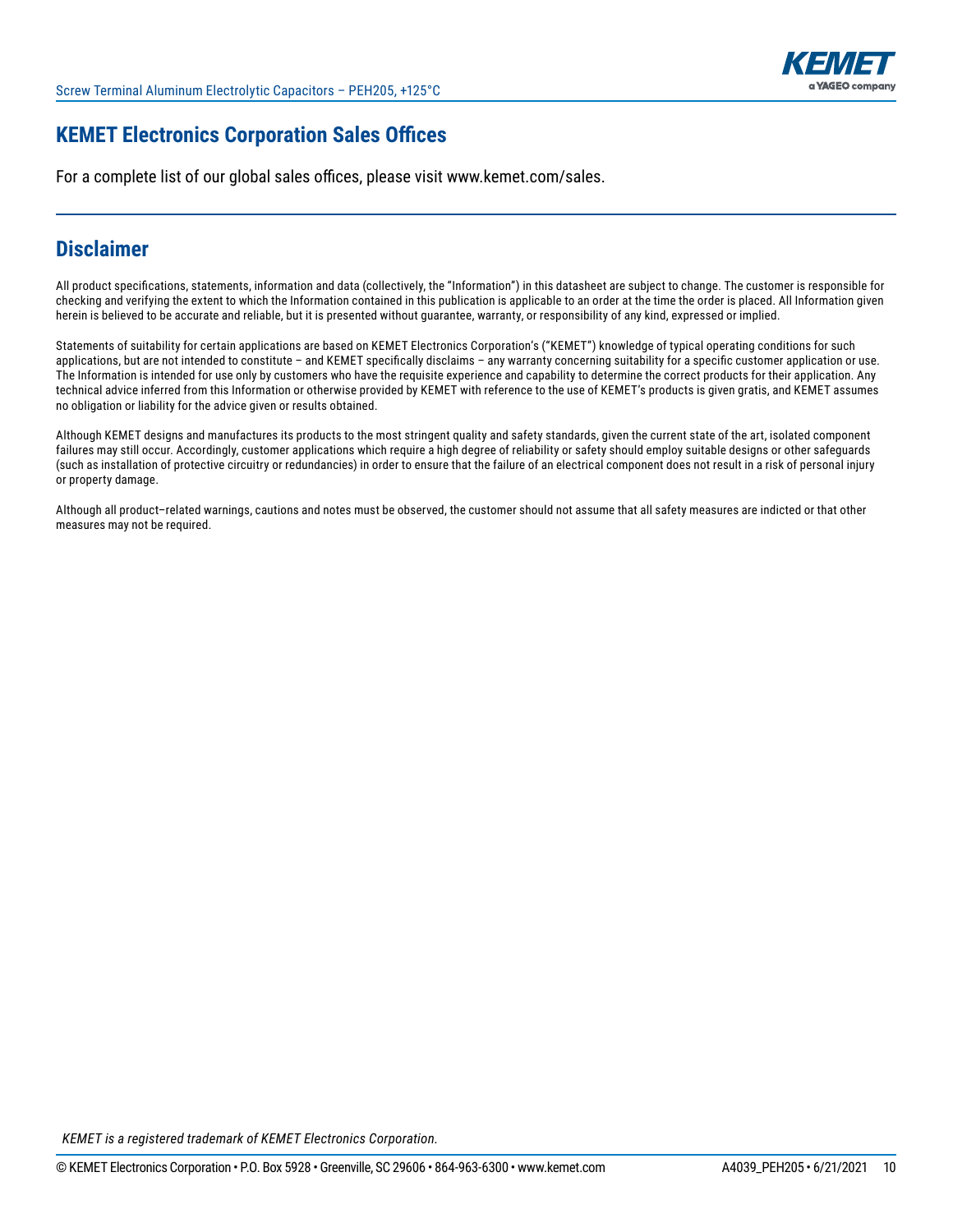## KEMET Electronics Corporation Sales Offices

For a complete list of our global sales offices, please visit www.kemet.com/sales.

## Disclaimer

All product specifications, statements, information and data (collectively, the "Information") in this datasheet are subject to change. The customer is responsible for checking and verifying the extent to which the Information contained in this publication is applicable to an order at the time the order is placed. All Information given herein is believed to be accurate and reliable, but it is presented without guarantee, warranty, or responsibility of any kind, expressed or implied.

Statements of suitability for certain applications are based on KEMET Electronics Corporation's ("KEMET") knowledge of typical operating conditions for such applications, but are not intended to constitute – and KEMET specifically disclaims – any warranty concerning suitability for a specific customer application or use. The Information is intended for use only by customers who have the requisite experience and capability to determine the correct products for their application. Any technical advice inferred from this Information or otherwise provided by KEMET with reference to the use of KEMET's products is given gratis, and KEMET assumes no obligation or liability for the advice given or results obtained.

Although KEMET designs and manufactures its products to the most stringent quality and safety standards, given the current state of the art, isolated component failures may still occur. Accordingly, customer applications which require a high degree of reliability or safety should employ suitable designs or other safeguards (such as installation of protective circuitry or redundancies) in order to ensure that the failure of an electrical component does not result in a risk of personal injury or property damage.

Although all product–related warnings, cautions and notes must be observed, the customer should not assume that all safety measures are indicted or that other measures may not be required.

*KEMET is a registered trademark of KEMET Electronics Corporation.*